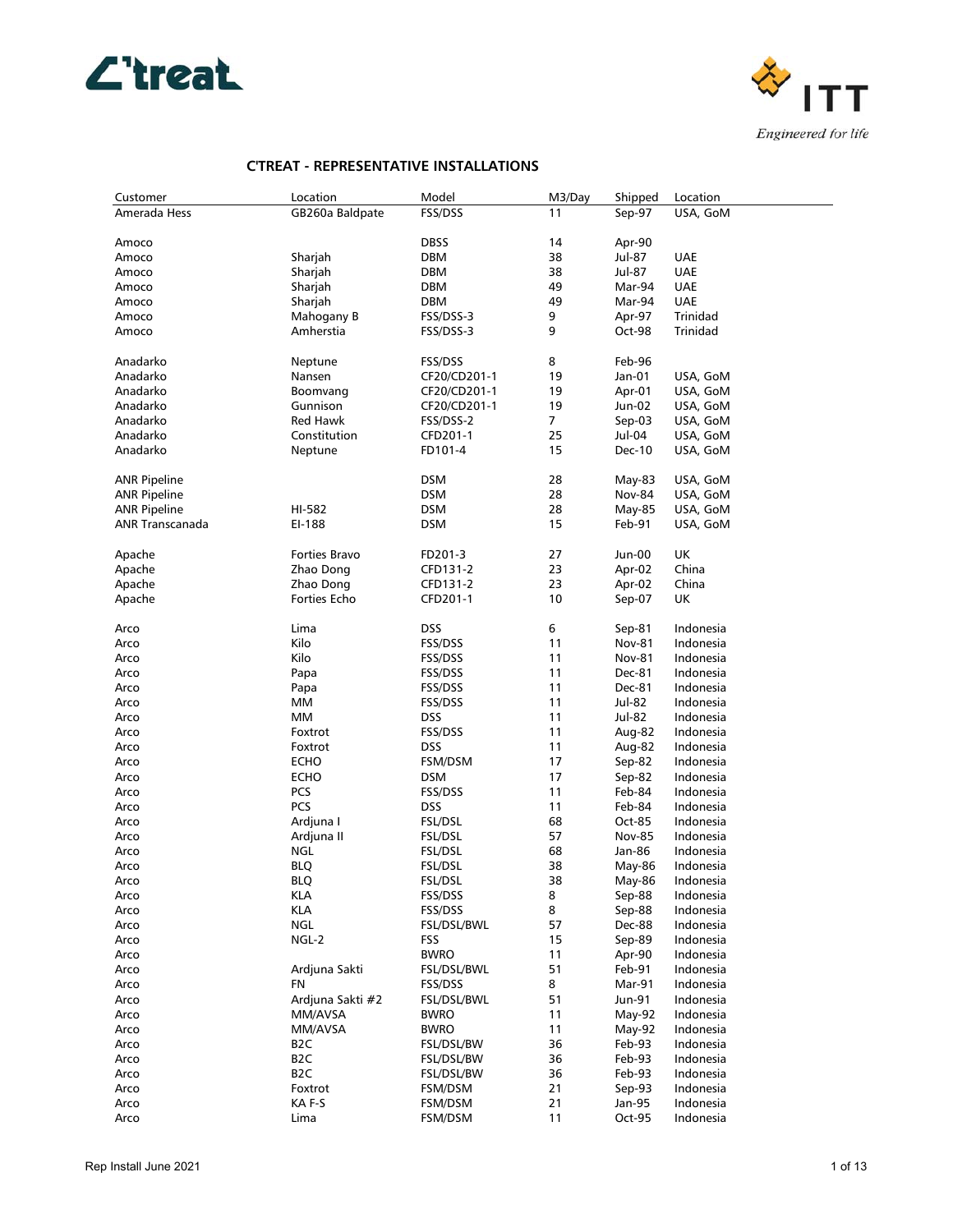## C'TREAT - REPRESENTATIVE INSTALLATIONS

| Customer | Location | Model | M3/Day | Shipped | Location |
|---|---|---|---|---|---|
| Amerada Hess | GB260a Baldpate | FSS/DSS | 11 | Sep-97 | USA, GoM |
| | | | | | |
| Amoco | | DBSS | 14 | Apr-90 | |
| Amoco | Sharjah | DBM | 38 | Jul-87 | UAE |
| Amoco | Sharjah | DBM | 38 | Jul-87 | UAE |
| Amoco | Sharjah | DBM | 49 | Mar-94 | UAE |
| Amoco | Sharjah | DBM | 49 | Mar-94 | UAE |
| Amoco | Mahogany B | FSS/DSS-3 | 9 | Apr-97 | Trinidad |
| Amoco | Amherstia | FSS/DSS-3 | 9 | Oct-98 | Trinidad |
| | | | | | |
| Anadarko | Neptune | FSS/DSS | 8 | Feb-96 | |
| Anadarko | Nansen | CF20/CD201-1 | 19 | Jan-01 | USA, GoM |
| Anadarko | Boomvang | CF20/CD201-1 | 19 | Apr-01 | USA, GoM |
| Anadarko | Gunnison | CF20/CD201-1 | 19 | Jun-02 | USA, GoM |
| Anadarko | Red Hawk | FSS/DSS-2 | 7 | Sep-03 | USA, GoM |
| Anadarko | Constitution | CFD201-1 | 25 | Jul-04 | USA, GoM |
| Anadarko | Neptune | FD101-4 | 15 | Dec-10 | USA, GoM |
| | | | | | |
| ANR Pipeline | | DSM | 28 | May-83 | USA, GoM |
| ANR Pipeline | | DSM | 28 | Nov-84 | USA, GoM |
| ANR Pipeline | HI-582 | DSM | 28 | May-85 | USA, GoM |
| ANR Transcanada | EI-188 | DSM | 15 | Feb-91 | USA, GoM |
| | | | | | |
| Apache | Forties Bravo | FD201-3 | 27 | Jun-00 | UK |
| Apache | Zhao Dong | CFD131-2 | 23 | Apr-02 | China |
| Apache | Zhao Dong | CFD131-2 | 23 | Apr-02 | China |
| Apache | Forties Echo | CFD201-1 | 10 | Sep-07 | UK |
| | | | | | |
| Arco | Lima | DSS | 6 | Sep-81 | Indonesia |
| Arco | Kilo | FSS/DSS | 11 | Nov-81 | Indonesia |
| Arco | Kilo | FSS/DSS | 11 | Nov-81 | Indonesia |
| Arco | Papa | FSS/DSS | 11 | Dec-81 | Indonesia |
| Arco | Papa | FSS/DSS | 11 | Dec-81 | Indonesia |
| Arco | MM | FSS/DSS | 11 | Jul-82 | Indonesia |
| Arco | MM | DSS | 11 | Jul-82 | Indonesia |
| Arco | Foxtrot | FSS/DSS | 11 | Aug-82 | Indonesia |
| Arco | Foxtrot | DSS | 11 | Aug-82 | Indonesia |
| Arco | ECHO | FSM/DSM | 17 | Sep-82 | Indonesia |
| Arco | ECHO | DSM | 17 | Sep-82 | Indonesia |
| Arco | PCS | FSS/DSS | 11 | Feb-84 | Indonesia |
| Arco | PCS | DSS | 11 | Feb-84 | Indonesia |
| Arco | Ardjuna I | FSL/DSL | 68 | Oct-85 | Indonesia |
| Arco | Ardjuna II | FSL/DSL | 57 | Nov-85 | Indonesia |
| Arco | NGL | FSL/DSL | 68 | Jan-86 | Indonesia |
| Arco | BLQ | FSL/DSL | 38 | May-86 | Indonesia |
| Arco | BLQ | FSL/DSL | 38 | May-86 | Indonesia |
| Arco | KLA | FSS/DSS | 8 | Sep-88 | Indonesia |
| Arco | KLA | FSS/DSS | 8 | Sep-88 | Indonesia |
| Arco | NGL | FSL/DSL/BWL | 57 | Dec-88 | Indonesia |
| Arco | NGL-2 | FSS | 15 | Sep-89 | Indonesia |
| Arco | | BWRO | 11 | Apr-90 | Indonesia |
| Arco | Ardjuna Sakti | FSL/DSL/BWL | 51 | Feb-91 | Indonesia |
| Arco | FN | FSS/DSS | 8 | Mar-91 | Indonesia |
| Arco | Ardjuna Sakti #2 | FSL/DSL/BWL | 51 | Jun-91 | Indonesia |
| Arco | MM/AVSA | BWRO | 11 | May-92 | Indonesia |
| Arco | MM/AVSA | BWRO | 11 | May-92 | Indonesia |
| Arco | B2C | FSL/DSL/BW | 36 | Feb-93 | Indonesia |
| Arco | B2C | FSL/DSL/BW | 36 | Feb-93 | Indonesia |
| Arco | B2C | FSL/DSL/BW | 36 | Feb-93 | Indonesia |
| Arco | Foxtrot | FSM/DSM | 21 | Sep-93 | Indonesia |
| Arco | KA F-S | FSM/DSM | 21 | Jan-95 | Indonesia |
| Arco | Lima | FSM/DSM | 11 | Oct-95 | Indonesia |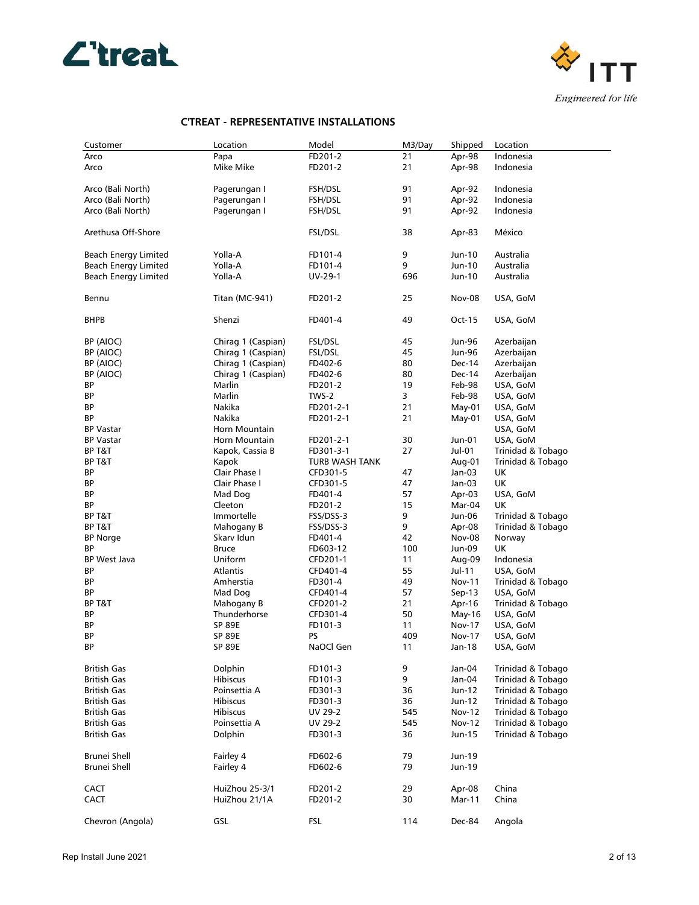## C'TREAT - REPRESENTATIVE INSTALLATIONS

| Customer | Location | Model | M3/Day | Shipped | Location |
|---|---|---|---|---|---|
| Arco | Papa | FD201-2 | 21 | Apr-98 | Indonesia |
| Arco | Mike Mike | FD201-2 | 21 | Apr-98 | Indonesia |
| | | | | | |
| Arco (Bali North) | Pagerungan I | FSH/DSL | 91 | Apr-92 | Indonesia |
| Arco (Bali North) | Pagerungan I | FSH/DSL | 91 | Apr-92 | Indonesia |
| Arco (Bali North) | Pagerungan I | FSH/DSL | 91 | Apr-92 | Indonesia |
| | | | | | |
| Arethusa Off-Shore | | FSL/DSL | 38 | Apr-83 | México |
| | | | | | |
| Beach Energy Limited | Yolla-A | FD101-4 | 9 | Jun-10 | Australia |
| Beach Energy Limited | Yolla-A | FD101-4 | 9 | Jun-10 | Australia |
| Beach Energy Limited | Yolla-A | UV-29-1 | 696 | Jun-10 | Australia |
| | | | | | |
| Bennu | Titan (MC-941) | FD201-2 | 25 | Nov-08 | USA, GoM |
| | | | | | |
| BHPB | Shenzi | FD401-4 | 49 | Oct-15 | USA, GoM |
| | | | | | |
| BP (AIOC) | Chirag 1 (Caspian) | FSL/DSL | 45 | Jun-96 | Azerbaijan |
| BP (AIOC) | Chirag 1 (Caspian) | FSL/DSL | 45 | Jun-96 | Azerbaijan |
| BP (AIOC) | Chirag 1 (Caspian) | FD402-6 | 80 | Dec-14 | Azerbaijan |
| BP (AIOC) | Chirag 1 (Caspian) | FD402-6 | 80 | Dec-14 | Azerbaijan |
| BP | Marlin | FD201-2 | 19 | Feb-98 | USA, GoM |
| BP | Marlin | TWS-2 | 3 | Feb-98 | USA, GoM |
| BP | Nakika | FD201-2-1 | 21 | May-01 | USA, GoM |
| BP | Nakika | FD201-2-1 | 21 | May-01 | USA, GoM |
| BP Vastar | Horn Mountain | | | | USA, GoM |
| BP Vastar | Horn Mountain | FD201-2-1 | 30 | Jun-01 | USA, GoM |
| BP T&T | Kapok, Cassia B | FD301-3-1 | 27 | Jul-01 | Trinidad & Tobago |
| BP T&T | Kapok | TURB WASH TANK | | Aug-01 | Trinidad & Tobago |
| BP | Clair Phase I | CFD301-5 | 47 | Jan-03 | UK |
| BP | Clair Phase I | CFD301-5 | 47 | Jan-03 | UK |
| BP | Mad Dog | FD401-4 | 57 | Apr-03 | USA, GoM |
| BP | Cleeton | FD201-2 | 15 | Mar-04 | UK |
| BP T&T | Immortelle | FSS/DSS-3 | 9 | Jun-06 | Trinidad & Tobago |
| BP T&T | Mahogany B | FSS/DSS-3 | 9 | Apr-08 | Trinidad & Tobago |
| BP Norge | Skarv Idun | FD401-4 | 42 | Nov-08 | Norway |
| BP | Bruce | FD603-12 | 100 | Jun-09 | UK |
| BP West Java | Uniform | CFD201-1 | 11 | Aug-09 | Indonesia |
| BP | Atlantis | CFD401-4 | 55 | Jul-11 | USA, GoM |
| BP | Amherstia | FD301-4 | 49 | Nov-11 | Trinidad & Tobago |
| BP | Mad Dog | CFD401-4 | 57 | Sep-13 | USA, GoM |
| BP T&T | Mahogany B | CFD201-2 | 21 | Apr-16 | Trinidad & Tobago |
| BP | Thunderhorse | CFD301-4 | 50 | May-16 | USA, GoM |
| BP | SP 89E | FD101-3 | 11 | Nov-17 | USA, GoM |
| BP | SP 89E | PS | 409 | Nov-17 | USA, GoM |
| BP | SP 89E | NaOCl Gen | 11 | Jan-18 | USA, GoM |
| | | | | | |
| British Gas | Dolphin | FD101-3 | 9 | Jan-04 | Trinidad & Tobago |
| British Gas | Hibiscus | FD101-3 | 9 | Jan-04 | Trinidad & Tobago |
| British Gas | Poinsettia A | FD301-3 | 36 | Jun-12 | Trinidad & Tobago |
| British Gas | Hibiscus | FD301-3 | 36 | Jun-12 | Trinidad & Tobago |
| British Gas | Hibiscus | UV 29-2 | 545 | Nov-12 | Trinidad & Tobago |
| British Gas | Poinsettia A | UV 29-2 | 545 | Nov-12 | Trinidad & Tobago |
| British Gas | Dolphin | FD301-3 | 36 | Jun-15 | Trinidad & Tobago |
| | | | | | |
| Brunei Shell | Fairley 4 | FD602-6 | 79 | Jun-19 | |
| Brunei Shell | Fairley 4 | FD602-6 | 79 | Jun-19 | |
| | | | | | |
| CACT | HuiZhou 25-3/1 | FD201-2 | 29 | Apr-08 | China |
| CACT | HuiZhou 21/1A | FD201-2 | 30 | Mar-11 | China |
| | | | | | |
| Chevron (Angola) | GSL | FSL | 114 | Dec-84 | Angola |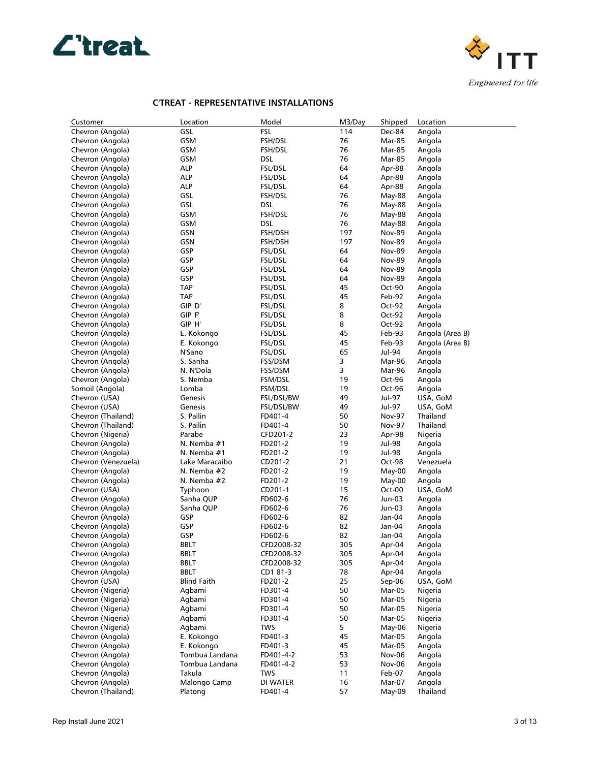## C'TREAT - REPRESENTATIVE INSTALLATIONS

| Customer | Location | Model | M3/Day | Shipped | Location |
|---|---|---|---|---|---|
| Chevron (Angola) | GSL | FSL | 114 | Dec-84 | Angola |
| Chevron (Angola) | GSM | FSH/DSL | 76 | Mar-85 | Angola |
| Chevron (Angola) | GSM | FSH/DSL | 76 | Mar-85 | Angola |
| Chevron (Angola) | GSM | DSL | 76 | Mar-85 | Angola |
| Chevron (Angola) | ALP | FSL/DSL | 64 | Apr-88 | Angola |
| Chevron (Angola) | ALP | FSL/DSL | 64 | Apr-88 | Angola |
| Chevron (Angola) | ALP | FSL/DSL | 64 | Apr-88 | Angola |
| Chevron (Angola) | GSL | FSH/DSL | 76 | May-88 | Angola |
| Chevron (Angola) | GSL | DSL | 76 | May-88 | Angola |
| Chevron (Angola) | GSM | FSH/DSL | 76 | May-88 | Angola |
| Chevron (Angola) | GSM | DSL | 76 | May-88 | Angola |
| Chevron (Angola) | GSN | FSH/DSH | 197 | Nov-89 | Angola |
| Chevron (Angola) | GSN | FSH/DSH | 197 | Nov-89 | Angola |
| Chevron (Angola) | GSP | FSL/DSL | 64 | Nov-89 | Angola |
| Chevron (Angola) | GSP | FSL/DSL | 64 | Nov-89 | Angola |
| Chevron (Angola) | GSP | FSL/DSL | 64 | Nov-89 | Angola |
| Chevron (Angola) | GSP | FSL/DSL | 64 | Nov-89 | Angola |
| Chevron (Angola) | TAP | FSL/DSL | 45 | Oct-90 | Angola |
| Chevron (Angola) | TAP | FSL/DSL | 45 | Feb-92 | Angola |
| Chevron (Angola) | GIP 'D' | FSL/DSL | 8 | Oct-92 | Angola |
| Chevron (Angola) | GIP 'F' | FSL/DSL | 8 | Oct-92 | Angola |
| Chevron (Angola) | GIP 'H' | FSL/DSL | 8 | Oct-92 | Angola |
| Chevron (Angola) | E. Kokongo | FSL/DSL | 45 | Feb-93 | Angola (Area B) |
| Chevron (Angola) | E. Kokongo | FSL/DSL | 45 | Feb-93 | Angola (Area B) |
| Chevron (Angola) | N'Sano | FSL/DSL | 65 | Jul-94 | Angola |
| Chevron (Angola) | S. Sanha | FSS/DSM | 3 | Mar-96 | Angola |
| Chevron (Angola) | N. N'Dola | FSS/DSM | 3 | Mar-96 | Angola |
| Chevron (Angola) | S. Nemba | FSM/DSL | 19 | Oct-96 | Angola |
| Somoil (Angola) | Lomba | FSM/DSL | 19 | Oct-96 | Angola |
| Chevron (USA) | Genesis | FSL/DSL/BW | 49 | Jul-97 | USA, GoM |
| Chevron (USA) | Genesis | FSL/DSL/BW | 49 | Jul-97 | USA, GoM |
| Chevron (Thailand) | S. Pailin | FD401-4 | 50 | Nov-97 | Thailand |
| Chevron (Thailand) | S. Pailin | FD401-4 | 50 | Nov-97 | Thailand |
| Chevron (Nigeria) | Parabe | CFD201-2 | 23 | Apr-98 | Nigeria |
| Chevron (Angola) | N. Nemba #1 | FD201-2 | 19 | Jul-98 | Angola |
| Chevron (Angola) | N. Nemba #1 | FD201-2 | 19 | Jul-98 | Angola |
| Chevron (Venezuela) | Lake Maracaibo | CD201-2 | 21 | Oct-98 | Venezuela |
| Chevron (Angola) | N. Nemba #2 | FD201-2 | 19 | May-00 | Angola |
| Chevron (Angola) | N. Nemba #2 | FD201-2 | 19 | May-00 | Angola |
| Chevron (USA) | Typhoon | CD201-1 | 15 | Oct-00 | USA, GoM |
| Chevron (Angola) | Sanha QUP | FD602-6 | 76 | Jun-03 | Angola |
| Chevron (Angola) | Sanha QUP | FD602-6 | 76 | Jun-03 | Angola |
| Chevron (Angola) | GSP | FD602-6 | 82 | Jan-04 | Angola |
| Chevron (Angola) | GSP | FD602-6 | 82 | Jan-04 | Angola |
| Chevron (Angola) | GSP | FD602-6 | 82 | Jan-04 | Angola |
| Chevron (Angola) | BBLT | CFD2008-32 | 305 | Apr-04 | Angola |
| Chevron (Angola) | BBLT | CFD2008-32 | 305 | Apr-04 | Angola |
| Chevron (Angola) | BBLT | CFD2008-32 | 305 | Apr-04 | Angola |
| Chevron (Angola) | BBLT | CD1 81-3 | 78 | Apr-04 | Angola |
| Chevron (USA) | Blind Faith | FD201-2 | 25 | Sep-06 | USA, GoM |
| Chevron (Nigeria) | Agbami | FD301-4 | 50 | Mar-05 | Nigeria |
| Chevron (Nigeria) | Agbami | FD301-4 | 50 | Mar-05 | Nigeria |
| Chevron (Nigeria) | Agbami | FD301-4 | 50 | Mar-05 | Nigeria |
| Chevron (Nigeria) | Agbami | FD301-4 | 50 | Mar-05 | Nigeria |
| Chevron (Nigeria) | Agbami | TWS | 5 | May-06 | Nigeria |
| Chevron (Angola) | E. Kokongo | FD401-3 | 45 | Mar-05 | Angola |
| Chevron (Angola) | E. Kokongo | FD401-3 | 45 | Mar-05 | Angola |
| Chevron (Angola) | Tombua Landana | FD401-4-2 | 53 | Nov-06 | Angola |
| Chevron (Angola) | Tombua Landana | FD401-4-2 | 53 | Nov-06 | Angola |
| Chevron (Angola) | Takula | TWS | 11 | Feb-07 | Angola |
| Chevron (Angola) | Malongo Camp | DI WATER | 16 | Mar-07 | Angola |
| Chevron (Thailand) | Platong | FD401-4 | 57 | May-09 | Thailand |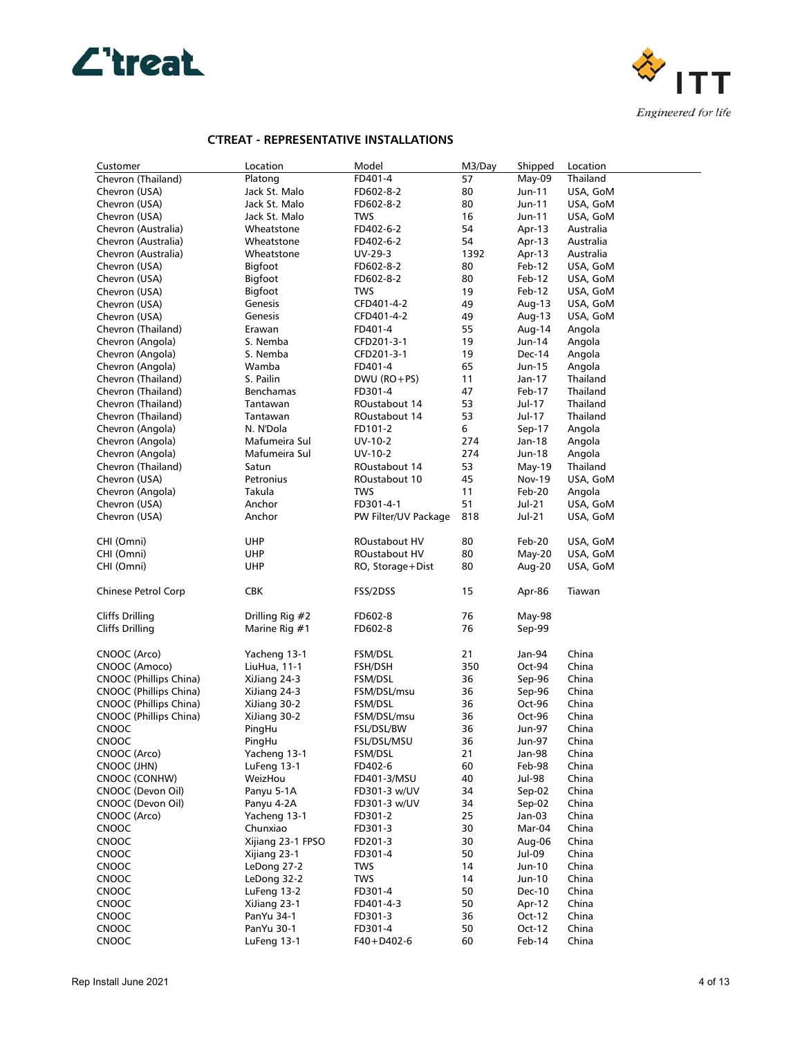## C'TREAT - REPRESENTATIVE INSTALLATIONS

| Customer | Location | Model | M3/Day | Shipped | Location |
|---|---|---|---|---|---|
| Chevron (Thailand) | Platong | FD401-4 | 57 | May-09 | Thailand |
| Chevron (USA) | Jack St. Malo | FD602-8-2 | 80 | Jun-11 | USA, GoM |
| Chevron (USA) | Jack St. Malo | FD602-8-2 | 80 | Jun-11 | USA, GoM |
| Chevron (USA) | Jack St. Malo | TWS | 16 | Jun-11 | USA, GoM |
| Chevron (Australia) | Wheatstone | FD402-6-2 | 54 | Apr-13 | Australia |
| Chevron (Australia) | Wheatstone | FD402-6-2 | 54 | Apr-13 | Australia |
| Chevron (Australia) | Wheatstone | UV-29-3 | 1392 | Apr-13 | Australia |
| Chevron (USA) | Bigfoot | FD602-8-2 | 80 | Feb-12 | USA, GoM |
| Chevron (USA) | Bigfoot | FD602-8-2 | 80 | Feb-12 | USA, GoM |
| Chevron (USA) | Bigfoot | TWS | 19 | Feb-12 | USA, GoM |
| Chevron (USA) | Genesis | CFD401-4-2 | 49 | Aug-13 | USA, GoM |
| Chevron (USA) | Genesis | CFD401-4-2 | 49 | Aug-13 | USA, GoM |
| Chevron (Thailand) | Erawan | FD401-4 | 55 | Aug-14 | Angola |
| Chevron (Angola) | S. Nemba | CFD201-3-1 | 19 | Jun-14 | Angola |
| Chevron (Angola) | S. Nemba | CFD201-3-1 | 19 | Dec-14 | Angola |
| Chevron (Angola) | Wamba | FD401-4 | 65 | Jun-15 | Angola |
| Chevron (Thailand) | S. Pailin | DWU (RO+PS) | 11 | Jan-17 | Thailand |
| Chevron (Thailand) | Benchamas | FD301-4 | 47 | Feb-17 | Thailand |
| Chevron (Thailand) | Tantawan | ROustabout 14 | 53 | Jul-17 | Thailand |
| Chevron (Thailand) | Tantawan | ROustabout 14 | 53 | Jul-17 | Thailand |
| Chevron (Angola) | N. N'Dola | FD101-2 | 6 | Sep-17 | Angola |
| Chevron (Angola) | Mafumeira Sul | UV-10-2 | 274 | Jan-18 | Angola |
| Chevron (Angola) | Mafumeira Sul | UV-10-2 | 274 | Jun-18 | Angola |
| Chevron (Thailand) | Satun | ROustabout 14 | 53 | May-19 | Thailand |
| Chevron (USA) | Petronius | ROustabout 10 | 45 | Nov-19 | USA, GoM |
| Chevron (Angola) | Takula | TWS | 11 | Feb-20 | Angola |
| Chevron (USA) | Anchor | FD301-4-1 | 51 | Jul-21 | USA, GoM |
| Chevron (USA) | Anchor | PW Filter/UV Package | 818 | Jul-21 | USA, GoM |
| | | | | | |
| CHI (Omni) | UHP | ROustabout HV | 80 | Feb-20 | USA, GoM |
| CHI (Omni) | UHP | ROustabout HV | 80 | May-20 | USA, GoM |
| CHI (Omni) | UHP | RO, Storage+Dist | 80 | Aug-20 | USA, GoM |
| | | | | | |
| Chinese Petrol Corp | CBK | FSS/2DSS | 15 | Apr-86 | Tiawan |
| | | | | | |
| Cliffs Drilling | Drilling Rig #2 | FD602-8 | 76 | May-98 | |
| Cliffs Drilling | Marine Rig #1 | FD602-8 | 76 | Sep-99 | |
| | | | | | |
| CNOOC (Arco) | Yacheng 13-1 | FSM/DSL | 21 | Jan-94 | China |
| CNOOC (Amoco) | LiuHua, 11-1 | FSH/DSH | 350 | Oct-94 | China |
| CNOOC (Phillips China) | XiJiang 24-3 | FSM/DSL | 36 | Sep-96 | China |
| CNOOC (Phillips China) | XiJiang 24-3 | FSM/DSL/msu | 36 | Sep-96 | China |
| CNOOC (Phillips China) | XiJiang 30-2 | FSM/DSL | 36 | Oct-96 | China |
| CNOOC (Phillips China) | XiJiang 30-2 | FSM/DSL/msu | 36 | Oct-96 | China |
| CNOOC | PingHu | FSL/DSL/BW | 36 | Jun-97 | China |
| CNOOC | PingHu | FSL/DSL/MSU | 36 | Jun-97 | China |
| CNOOC (Arco) | Yacheng 13-1 | FSM/DSL | 21 | Jan-98 | China |
| CNOOC (JHN) | LuFeng 13-1 | FD402-6 | 60 | Feb-98 | China |
| CNOOC (CONHW) | WeizHou | FD401-3/MSU | 40 | Jul-98 | China |
| CNOOC (Devon Oil) | Panyu 5-1A | FD301-3 w/UV | 34 | Sep-02 | China |
| CNOOC (Devon Oil) | Panyu 4-2A | FD301-3 w/UV | 34 | Sep-02 | China |
| CNOOC (Arco) | Yacheng 13-1 | FD301-2 | 25 | Jan-03 | China |
| CNOOC | Chunxiao | FD301-3 | 30 | Mar-04 | China |
| CNOOC | Xijiang 23-1 FPSO | FD201-3 | 30 | Aug-06 | China |
| CNOOC | Xijiang 23-1 | FD301-4 | 50 | Jul-09 | China |
| CNOOC | LeDong 27-2 | TWS | 14 | Jun-10 | China |
| CNOOC | LeDong 32-2 | TWS | 14 | Jun-10 | China |
| CNOOC | LuFeng 13-2 | FD301-4 | 50 | Dec-10 | China |
| CNOOC | XiJiang 23-1 | FD401-4-3 | 50 | Apr-12 | China |
| CNOOC | PanYu 34-1 | FD301-3 | 36 | Oct-12 | China |
| CNOOC | PanYu 30-1 | FD301-4 | 50 | Oct-12 | China |
| CNOOC | LuFeng 13-1 | F40+D402-6 | 60 | Feb-14 | China |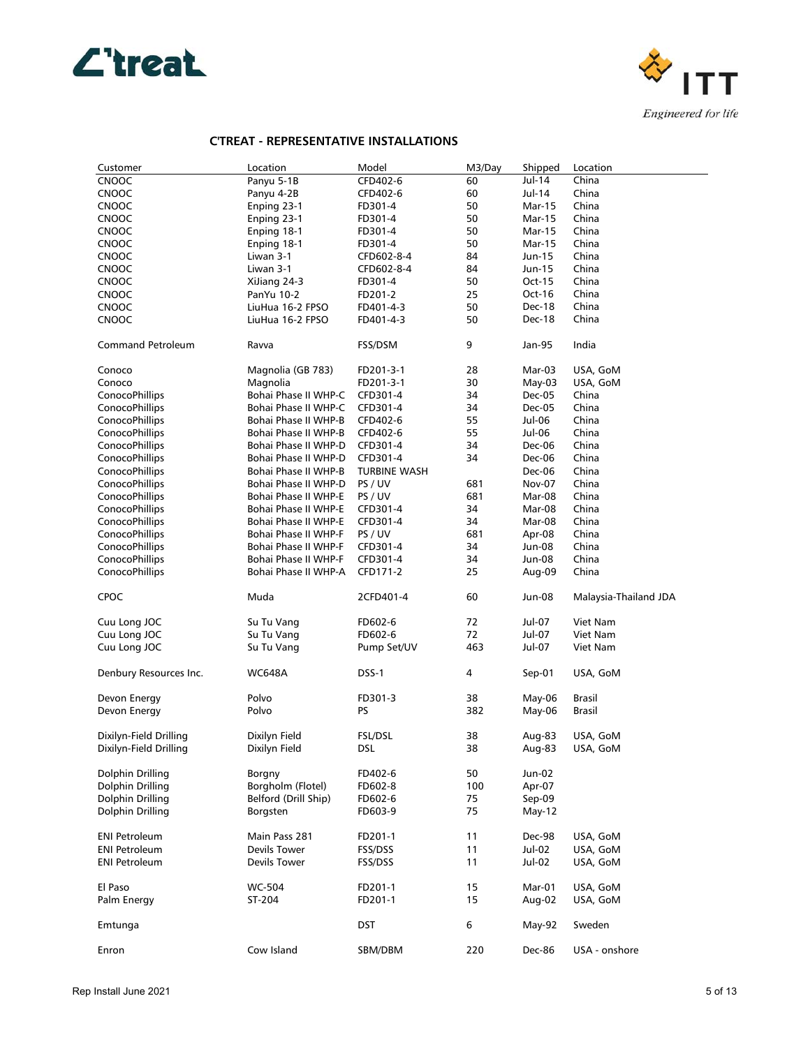## C'TREAT - REPRESENTATIVE INSTALLATIONS

| Customer | Location | Model | M3/Day | Shipped | Location |
|---|---|---|---|---|---|
| CNOOC | Panyu 5-1B | CFD402-6 | 60 | Jul-14 | China |
| CNOOC | Panyu 4-2B | CFD402-6 | 60 | Jul-14 | China |
| CNOOC | Enping 23-1 | FD301-4 | 50 | Mar-15 | China |
| CNOOC | Enping 23-1 | FD301-4 | 50 | Mar-15 | China |
| CNOOC | Enping 18-1 | FD301-4 | 50 | Mar-15 | China |
| CNOOC | Enping 18-1 | FD301-4 | 50 | Mar-15 | China |
| CNOOC | Liwan 3-1 | CFD602-8-4 | 84 | Jun-15 | China |
| CNOOC | Liwan 3-1 | CFD602-8-4 | 84 | Jun-15 | China |
| CNOOC | XiJiang 24-3 | FD301-4 | 50 | Oct-15 | China |
| CNOOC | PanYu 10-2 | FD201-2 | 25 | Oct-16 | China |
| CNOOC | LiuHua 16-2 FPSO | FD401-4-3 | 50 | Dec-18 | China |
| CNOOC | LiuHua 16-2 FPSO | FD401-4-3 | 50 | Dec-18 | China |
| | | | | | |
| Command Petroleum | Ravva | FSS/DSM | 9 | Jan-95 | India |
| | | | | | |
| Conoco | Magnolia (GB 783) | FD201-3-1 | 28 | Mar-03 | USA, GoM |
| Conoco | Magnolia | FD201-3-1 | 30 | May-03 | USA, GoM |
| ConocoPhillips | Bohai Phase II WHP-C | CFD301-4 | 34 | Dec-05 | China |
| ConocoPhillips | Bohai Phase II WHP-C | CFD301-4 | 34 | Dec-05 | China |
| ConocoPhillips | Bohai Phase II WHP-B | CFD402-6 | 55 | Jul-06 | China |
| ConocoPhillips | Bohai Phase II WHP-B | CFD402-6 | 55 | Jul-06 | China |
| ConocoPhillips | Bohai Phase II WHP-D | CFD301-4 | 34 | Dec-06 | China |
| ConocoPhillips | Bohai Phase II WHP-D | CFD301-4 | 34 | Dec-06 | China |
| ConocoPhillips | Bohai Phase II WHP-B | TURBINE WASH | | Dec-06 | China |
| ConocoPhillips | Bohai Phase II WHP-D | PS / UV | 681 | Nov-07 | China |
| ConocoPhillips | Bohai Phase II WHP-E | PS / UV | 681 | Mar-08 | China |
| ConocoPhillips | Bohai Phase II WHP-E | CFD301-4 | 34 | Mar-08 | China |
| ConocoPhillips | Bohai Phase II WHP-E | CFD301-4 | 34 | Mar-08 | China |
| ConocoPhillips | Bohai Phase II WHP-F | PS / UV | 681 | Apr-08 | China |
| ConocoPhillips | Bohai Phase II WHP-F | CFD301-4 | 34 | Jun-08 | China |
| ConocoPhillips | Bohai Phase II WHP-F | CFD301-4 | 34 | Jun-08 | China |
| ConocoPhillips | Bohai Phase II WHP-A | CFD171-2 | 25 | Aug-09 | China |
| | | | | | |
| CPOC | Muda | 2CFD401-4 | 60 | Jun-08 | Malaysia-Thailand JDA |
| | | | | | |
| Cuu Long JOC | Su Tu Vang | FD602-6 | 72 | Jul-07 | Viet Nam |
| Cuu Long JOC | Su Tu Vang | FD602-6 | 72 | Jul-07 | Viet Nam |
| Cuu Long JOC | Su Tu Vang | Pump Set/UV | 463 | Jul-07 | Viet Nam |
| | | | | | |
| Denbury Resources Inc. | WC648A | DSS-1 | 4 | Sep-01 | USA, GoM |
| | | | | | |
| Devon Energy | Polvo | FD301-3 | 38 | May-06 | Brasil |
| Devon Energy | Polvo | PS | 382 | May-06 | Brasil |
| | | | | | |
| Dixilyn-Field Drilling | Dixilyn Field | FSL/DSL | 38 | Aug-83 | USA, GoM |
| Dixilyn-Field Drilling | Dixilyn Field | DSL | 38 | Aug-83 | USA, GoM |
| | | | | | |
| Dolphin Drilling | Borgny | FD402-6 | 50 | Jun-02 | |
| Dolphin Drilling | Borgholm (Flotel) | FD602-8 | 100 | Apr-07 | |
| Dolphin Drilling | Belford (Drill Ship) | FD602-6 | 75 | Sep-09 | |
| Dolphin Drilling | Borgsten | FD603-9 | 75 | May-12 | |
| | | | | | |
| ENI Petroleum | Main Pass 281 | FD201-1 | 11 | Dec-98 | USA, GoM |
| ENI Petroleum | Devils Tower | FSS/DSS | 11 | Jul-02 | USA, GoM |
| ENI Petroleum | Devils Tower | FSS/DSS | 11 | Jul-02 | USA, GoM |
| | | | | | |
| El Paso | WC-504 | FD201-1 | 15 | Mar-01 | USA, GoM |
| Palm Energy | ST-204 | FD201-1 | 15 | Aug-02 | USA, GoM |
| | | | | | |
| Emtunga | | DST | 6 | May-92 | Sweden |
| | | | | | |
| Enron | Cow Island | SBM/DBM | 220 | Dec-86 | USA - onshore |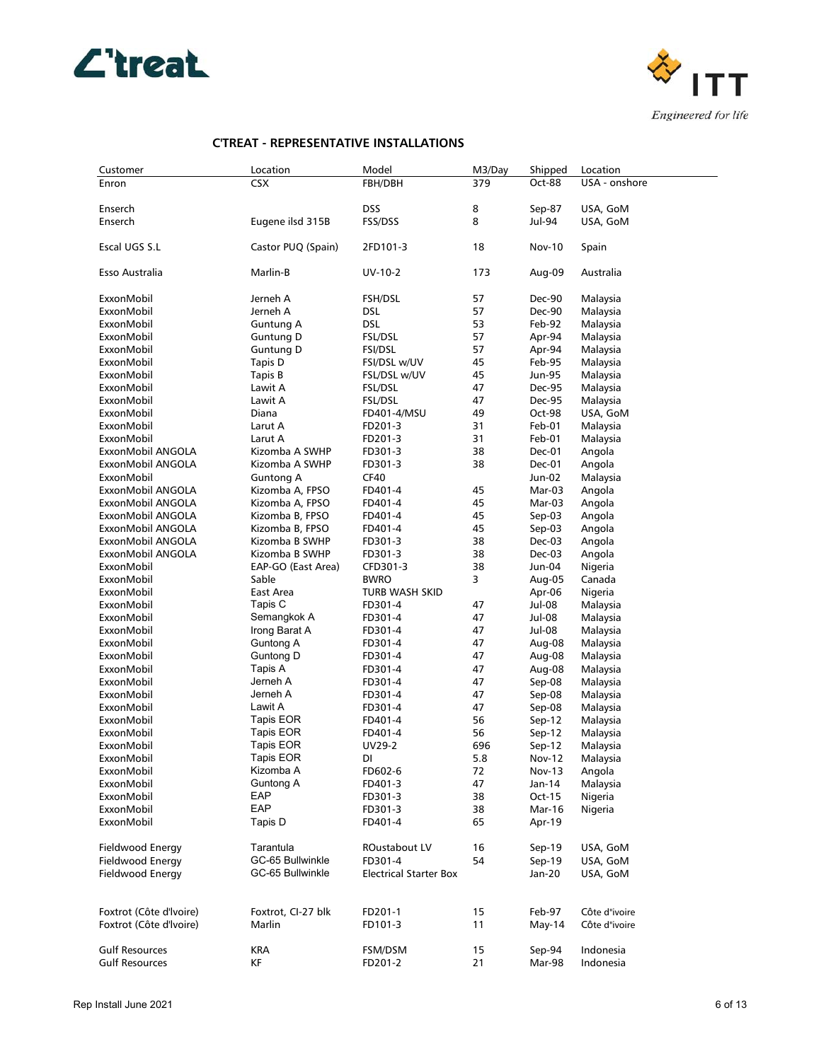## C'TREAT - REPRESENTATIVE INSTALLATIONS

| Customer | Location | Model | M3/Day | Shipped | Location |
|---|---|---|---|---|---|
| Enron | CSX | FBH/DBH | 379 | Oct-88 | USA - onshore |
| | | | | | |
| Enserch | | DSS | 8 | Sep-87 | USA, GoM |
| Enserch | Eugene ilsd 315B | FSS/DSS | 8 | Jul-94 | USA, GoM |
| | | | | | |
| Escal UGS S.L | Castor PUQ (Spain) | 2FD101-3 | 18 | Nov-10 | Spain |
| | | | | | |
| Esso Australia | Marlin-B | UV-10-2 | 173 | Aug-09 | Australia |
| | | | | | |
| ExxonMobil | Jerneh A | FSH/DSL | 57 | Dec-90 | Malaysia |
| ExxonMobil | Jerneh A | DSL | 57 | Dec-90 | Malaysia |
| ExxonMobil | Guntung A | DSL | 53 | Feb-92 | Malaysia |
| ExxonMobil | Guntung D | FSL/DSL | 57 | Apr-94 | Malaysia |
| ExxonMobil | Guntung D | FSI/DSL | 57 | Apr-94 | Malaysia |
| ExxonMobil | Tapis D | FSI/DSL w/UV | 45 | Feb-95 | Malaysia |
| ExxonMobil | Tapis B | FSL/DSL w/UV | 45 | Jun-95 | Malaysia |
| ExxonMobil | Lawit A | FSL/DSL | 47 | Dec-95 | Malaysia |
| ExxonMobil | Lawit A | FSL/DSL | 47 | Dec-95 | Malaysia |
| ExxonMobil | Diana | FD401-4/MSU | 49 | Oct-98 | USA, GoM |
| ExxonMobil | Larut A | FD201-3 | 31 | Feb-01 | Malaysia |
| ExxonMobil | Larut A | FD201-3 | 31 | Feb-01 | Malaysia |
| ExxonMobil ANGOLA | Kizomba A SWHP | FD301-3 | 38 | Dec-01 | Angola |
| ExxonMobil ANGOLA | Kizomba A SWHP | FD301-3 | 38 | Dec-01 | Angola |
| ExxonMobil | Guntong A | CF40 | | Jun-02 | Malaysia |
| ExxonMobil ANGOLA | Kizomba A, FPSO | FD401-4 | 45 | Mar-03 | Angola |
| ExxonMobil ANGOLA | Kizomba A, FPSO | FD401-4 | 45 | Mar-03 | Angola |
| ExxonMobil ANGOLA | Kizomba B, FPSO | FD401-4 | 45 | Sep-03 | Angola |
| ExxonMobil ANGOLA | Kizomba B, FPSO | FD401-4 | 45 | Sep-03 | Angola |
| ExxonMobil ANGOLA | Kizomba B SWHP | FD301-3 | 38 | Dec-03 | Angola |
| ExxonMobil ANGOLA | Kizomba B SWHP | FD301-3 | 38 | Dec-03 | Angola |
| ExxonMobil | EAP-GO (East Area) | CFD301-3 | 38 | Jun-04 | Nigeria |
| ExxonMobil | Sable | BWRO | 3 | Aug-05 | Canada |
| ExxonMobil | East Area | TURB WASH SKID | | Apr-06 | Nigeria |
| ExxonMobil | Tapis C | FD301-4 | 47 | Jul-08 | Malaysia |
| ExxonMobil | Semangkok A | FD301-4 | 47 | Jul-08 | Malaysia |
| ExxonMobil | Irong Barat A | FD301-4 | 47 | Jul-08 | Malaysia |
| ExxonMobil | Guntong A | FD301-4 | 47 | Aug-08 | Malaysia |
| ExxonMobil | Guntong D | FD301-4 | 47 | Aug-08 | Malaysia |
| ExxonMobil | Tapis A | FD301-4 | 47 | Aug-08 | Malaysia |
| ExxonMobil | Jerneh A | FD301-4 | 47 | Sep-08 | Malaysia |
| ExxonMobil | Jerneh A | FD301-4 | 47 | Sep-08 | Malaysia |
| ExxonMobil | Lawit A | FD301-4 | 47 | Sep-08 | Malaysia |
| ExxonMobil | Tapis EOR | FD401-4 | 56 | Sep-12 | Malaysia |
| ExxonMobil | Tapis EOR | FD401-4 | 56 | Sep-12 | Malaysia |
| ExxonMobil | Tapis EOR | UV29-2 | 696 | Sep-12 | Malaysia |
| ExxonMobil | Tapis EOR | DI | 5.8 | Nov-12 | Malaysia |
| ExxonMobil | Kizomba A | FD602-6 | 72 | Nov-13 | Angola |
| ExxonMobil | Guntong A | FD401-3 | 47 | Jan-14 | Malaysia |
| ExxonMobil | EAP | FD301-3 | 38 | Oct-15 | Nigeria |
| ExxonMobil | EAP | FD301-3 | 38 | Mar-16 | Nigeria |
| ExxonMobil | Tapis D | FD401-4 | 65 | Apr-19 | |
| | | | | | |
| Fieldwood Energy | Tarantula | ROustabout LV | 16 | Sep-19 | USA, GoM |
| Fieldwood Energy | GC-65 Bullwinkle | FD301-4 | 54 | Sep-19 | USA, GoM |
| Fieldwood Energy | GC-65 Bullwinkle | Electrical Starter Box | | Jan-20 | USA, GoM |
| | | | | | |
| Foxtrot (Côte d'Ivoire) | Foxtrot, CI-27 blk | FD201-1 | 15 | Feb-97 | Côte d'ivoire |
| Foxtrot (Côte d'Ivoire) | Marlin | FD101-3 | 11 | May-14 | Côte d'ivoire |
| | | | | | |
| Gulf Resources | KRA | FSM/DSM | 15 | Sep-94 | Indonesia |
| Gulf Resources | KF | FD201-2 | 21 | Mar-98 | Indonesia |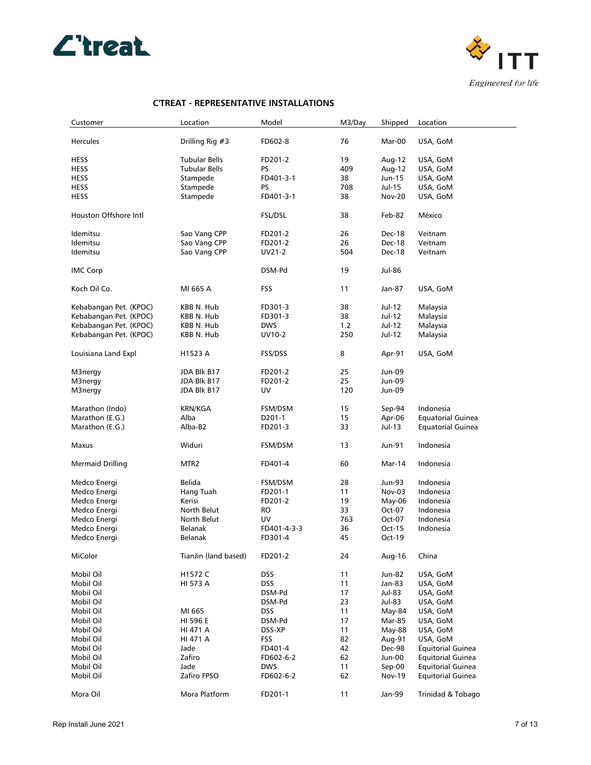## C'TREAT - REPRESENTATIVE INSTALLATIONS

| Customer | Location | Model | M3/Day | Shipped | Location |
|---|---|---|---|---|---|
| Hercules | Drilling Rig #3 | FD602-8 | 76 | Mar-00 | USA, GoM |
| HESS | Tubular Bells | FD201-2 | 19 | Aug-12 | USA, GoM |
| HESS | Tubular Bells | PS | 409 | Aug-12 | USA, GoM |
| HESS | Stampede | FD401-3-1 | 38 | Jun-15 | USA, GoM |
| HESS | Stampede | PS | 708 | Jul-15 | USA, GoM |
| HESS | Stampede | FD401-3-1 | 38 | Nov-20 | USA, GoM |
| Houston Offshore Intl | | FSL/DSL | 38 | Feb-82 | México |
| Idemitsu | Sao Vang CPP | FD201-2 | 26 | Dec-18 | Veitnam |
| Idemitsu | Sao Vang CPP | FD201-2 | 26 | Dec-18 | Veitnam |
| Idemitsu | Sao Vang CPP | UV21-2 | 504 | Dec-18 | Veitnam |
| IMC Corp | | DSM-Pd | 19 | Jul-86 | |
| Koch Oil Co. | MI 665 A | FSS | 11 | Jan-87 | USA, GoM |
| Kebabangan Pet. (KPOC) | KBB N. Hub | FD301-3 | 38 | Jul-12 | Malaysia |
| Kebabangan Pet. (KPOC) | KBB N. Hub | FD301-3 | 38 | Jul-12 | Malaysia |
| Kebabangan Pet. (KPOC) | KBB N. Hub | DWS | 1.2 | Jul-12 | Malaysia |
| Kebabangan Pet. (KPOC) | KBB N. Hub | UV10-2 | 250 | Jul-12 | Malaysia |
| Louisiana Land Expl | H1523 A | FSS/DSS | 8 | Apr-91 | USA, GoM |
| M3nergy | JDA Blk B17 | FD201-2 | 25 | Jun-09 | |
| M3nergy | JDA Blk B17 | FD201-2 | 25 | Jun-09 | |
| M3nergy | JDA Blk B17 | UV | 120 | Jun-09 | |
| Marathon (Indo) | KRN/KGA | FSM/DSM | 15 | Sep-94 | Indonesia |
| Marathon (E.G.) | Alba | D201-1 | 15 | Apr-06 | Equatorial Guinea |
| Marathon (E.G.) | Alba-B2 | FD201-3 | 33 | Jul-13 | Equatorial Guinea |
| Maxus | Widuri | FSM/DSM | 13 | Jun-91 | Indonesia |
| Mermaid Drilling | MTR2 | FD401-4 | 60 | Mar-14 | Indonesia |
| Medco Energi | Belida | FSM/DSM | 28 | Jun-93 | Indonesia |
| Medco Energi | Hang Tuah | FD201-1 | 11 | Nov-03 | Indonesia |
| Medco Energi | Kerisi | FD201-2 | 19 | May-06 | Indonesia |
| Medco Energi | North Belut | RO | 33 | Oct-07 | Indonesia |
| Medco Energi | North Belut | UV | 763 | Oct-07 | Indonesia |
| Medco Energi | Belanak | FD401-4-3-3 | 36 | Oct-15 | Indonesia |
| Medco Energi | Belanak | FD301-4 | 45 | Oct-19 | |
| MiColor | TianJin (land based) | FD201-2 | 24 | Aug-16 | China |
| Mobil Oil | H1572 C | DSS | 11 | Jun-82 | USA, GoM |
| Mobil Oil | HI 573 A | DSS | 11 | Jan-83 | USA, GoM |
| Mobil Oil | | DSM-Pd | 17 | Jul-83 | USA, GoM |
| Mobil Oil | | DSM-Pd | 23 | Jul-83 | USA, GoM |
| Mobil Oil | MI 665 | DSS | 11 | May-84 | USA, GoM |
| Mobil Oil | HI 596 E | DSM-Pd | 17 | Mar-85 | USA, GoM |
| Mobil Oil | HI 471 A | DSS-XP | 11 | May-88 | USA, GoM |
| Mobil Oil | HI 471 A | FSS | 82 | Aug-91 | USA, GoM |
| Mobil Oil | Jade | FD401-4 | 42 | Dec-98 | Equitorial Guinea |
| Mobil Oil | Zafiro | FD602-6-2 | 62 | Jun-00 | Equitorial Guinea |
| Mobil Oil | Jade | DWS | 11 | Sep-00 | Equitorial Guinea |
| Mobil Oil | Zafiro FPSO | FD602-6-2 | 62 | Nov-19 | Equitorial Guinea |
| Mora Oil | Mora Platform | FD201-1 | 11 | Jan-99 | Trinidad & Tobago |

Rep Install June 2021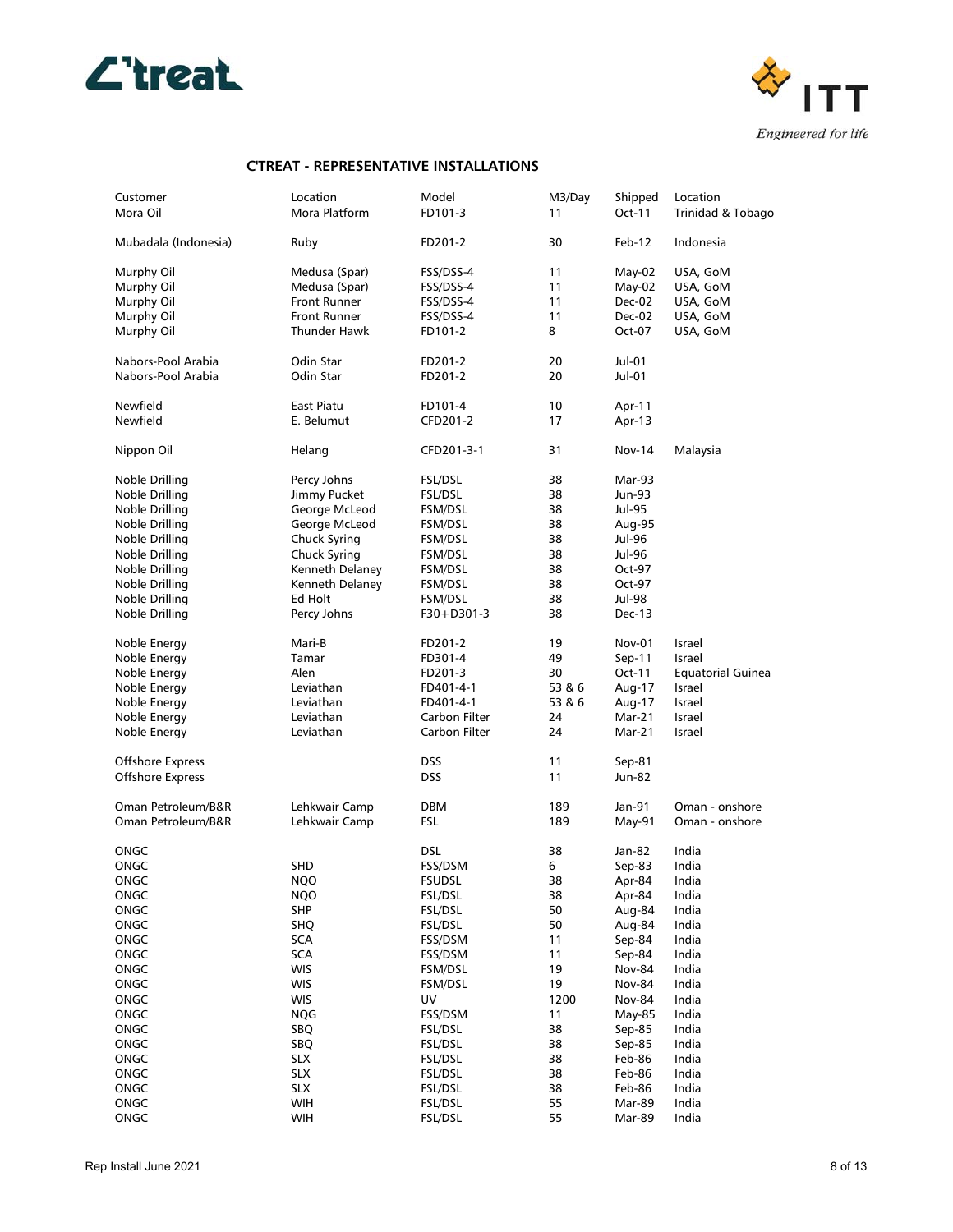## C'TREAT - REPRESENTATIVE INSTALLATIONS

| Customer | Location | Model | M3/Day | Shipped | Location |
|---|---|---|---|---|---|
| Mora Oil | Mora Platform | FD101-3 | 11 | Oct-11 | Trinidad & Tobago |
| Mubadala (Indonesia) | Ruby | FD201-2 | 30 | Feb-12 | Indonesia |
| Murphy Oil | Medusa (Spar) | FSS/DSS-4 | 11 | May-02 | USA, GoM |
| Murphy Oil | Medusa (Spar) | FSS/DSS-4 | 11 | May-02 | USA, GoM |
| Murphy Oil | Front Runner | FSS/DSS-4 | 11 | Dec-02 | USA, GoM |
| Murphy Oil | Front Runner | FSS/DSS-4 | 11 | Dec-02 | USA, GoM |
| Murphy Oil | Thunder Hawk | FD101-2 | 8 | Oct-07 | USA, GoM |
| Nabors-Pool Arabia | Odin Star | FD201-2 | 20 | Jul-01 | |
| Nabors-Pool Arabia | Odin Star | FD201-2 | 20 | Jul-01 | |
| Newfield | East Piatu | FD101-4 | 10 | Apr-11 | |
| Newfield | E. Belumut | CFD201-2 | 17 | Apr-13 | |
| Nippon Oil | Helang | CFD201-3-1 | 31 | Nov-14 | Malaysia |
| Noble Drilling | Percy Johns | FSL/DSL | 38 | Mar-93 | |
| Noble Drilling | Jimmy Pucket | FSL/DSL | 38 | Jun-93 | |
| Noble Drilling | George McLeod | FSM/DSL | 38 | Jul-95 | |
| Noble Drilling | George McLeod | FSM/DSL | 38 | Aug-95 | |
| Noble Drilling | Chuck Syring | FSM/DSL | 38 | Jul-96 | |
| Noble Drilling | Chuck Syring | FSM/DSL | 38 | Jul-96 | |
| Noble Drilling | Kenneth Delaney | FSM/DSL | 38 | Oct-97 | |
| Noble Drilling | Kenneth Delaney | FSM/DSL | 38 | Oct-97 | |
| Noble Drilling | Ed Holt | FSM/DSL | 38 | Jul-98 | |
| Noble Drilling | Percy Johns | F30+D301-3 | 38 | Dec-13 | |
| Noble Energy | Mari-B | FD201-2 | 19 | Nov-01 | Israel |
| Noble Energy | Tamar | FD301-4 | 49 | Sep-11 | Israel |
| Noble Energy | Alen | FD201-3 | 30 | Oct-11 | Equatorial Guinea |
| Noble Energy | Leviathan | FD401-4-1 | 53 & 6 | Aug-17 | Israel |
| Noble Energy | Leviathan | FD401-4-1 | 53 & 6 | Aug-17 | Israel |
| Noble Energy | Leviathan | Carbon Filter | 24 | Mar-21 | Israel |
| Noble Energy | Leviathan | Carbon Filter | 24 | Mar-21 | Israel |
| Offshore Express | | DSS | 11 | Sep-81 | |
| Offshore Express | | DSS | 11 | Jun-82 | |
| Oman Petroleum/B&R | Lehkwair Camp | DBM | 189 | Jan-91 | Oman - onshore |
| Oman Petroleum/B&R | Lehkwair Camp | FSL | 189 | May-91 | Oman - onshore |
| ONGC | | DSL | 38 | Jan-82 | India |
| ONGC | SHD | FSS/DSM | 6 | Sep-83 | India |
| ONGC | NQO | FSUDSL | 38 | Apr-84 | India |
| ONGC | NQO | FSL/DSL | 38 | Apr-84 | India |
| ONGC | SHP | FSL/DSL | 50 | Aug-84 | India |
| ONGC | SHQ | FSL/DSL | 50 | Aug-84 | India |
| ONGC | SCA | FSS/DSM | 11 | Sep-84 | India |
| ONGC | SCA | FSS/DSM | 11 | Sep-84 | India |
| ONGC | WIS | FSM/DSL | 19 | Nov-84 | India |
| ONGC | WIS | FSM/DSL | 19 | Nov-84 | India |
| ONGC | WIS | UV | 1200 | Nov-84 | India |
| ONGC | NQG | FSS/DSM | 11 | May-85 | India |
| ONGC | SBQ | FSL/DSL | 38 | Sep-85 | India |
| ONGC | SBQ | FSL/DSL | 38 | Sep-85 | India |
| ONGC | SLX | FSL/DSL | 38 | Feb-86 | India |
| ONGC | SLX | FSL/DSL | 38 | Feb-86 | India |
| ONGC | SLX | FSL/DSL | 38 | Feb-86 | India |
| ONGC | WIH | FSL/DSL | 55 | Mar-89 | India |
| ONGC | WIH | FSL/DSL | 55 | Mar-89 | India |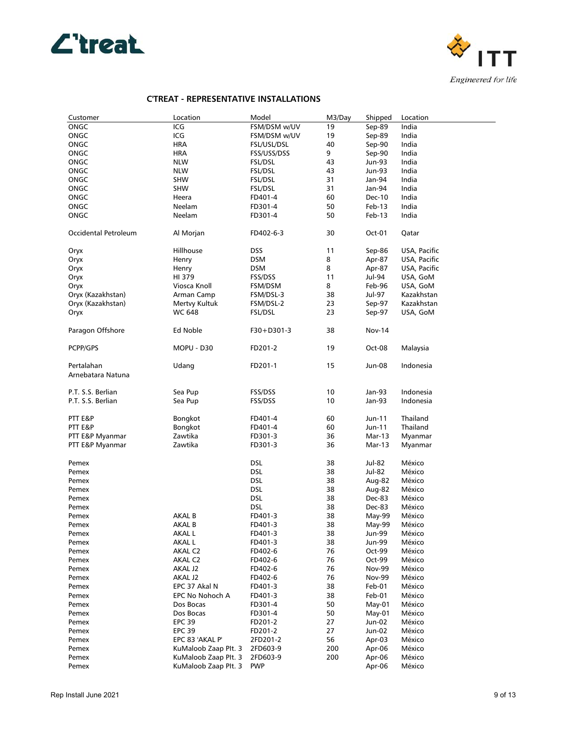## C'TREAT - REPRESENTATIVE INSTALLATIONS

| Customer | Location | Model | M3/Day | Shipped | Location |
|---|---|---|---|---|---|
| ONGC | ICG | FSM/DSM w/UV | 19 | Sep-89 | India |
| ONGC | ICG | FSM/DSM w/UV | 19 | Sep-89 | India |
| ONGC | HRA | FSL/USL/DSL | 40 | Sep-90 | India |
| ONGC | HRA | FSS/USS/DSS | 9 | Sep-90 | India |
| ONGC | NLW | FSL/DSL | 43 | Jun-93 | India |
| ONGC | NLW | FSL/DSL | 43 | Jun-93 | India |
| ONGC | SHW | FSL/DSL | 31 | Jan-94 | India |
| ONGC | SHW | FSL/DSL | 31 | Jan-94 | India |
| ONGC | Heera | FD401-4 | 60 | Dec-10 | India |
| ONGC | Neelam | FD301-4 | 50 | Feb-13 | India |
| ONGC | Neelam | FD301-4 | 50 | Feb-13 | India |
| | | | | | |
| Occidental Petroleum | Al Morjan | FD402-6-3 | 30 | Oct-01 | Qatar |
| | | | | | |
| Oryx | Hillhouse | DSS | 11 | Sep-86 | USA, Pacific |
| Oryx | Henry | DSM | 8 | Apr-87 | USA, Pacific |
| Oryx | Henry | DSM | 8 | Apr-87 | USA, Pacific |
| Oryx | HI 379 | FSS/DSS | 11 | Jul-94 | USA, GoM |
| Oryx | Viosca Knoll | FSM/DSM | 8 | Feb-96 | USA, GoM |
| Oryx (Kazakhstan) | Arman Camp | FSM/DSL-3 | 38 | Jul-97 | Kazakhstan |
| Oryx (Kazakhstan) | Mertvy Kultuk | FSM/DSL-2 | 23 | Sep-97 | Kazakhstan |
| Oryx | WC 648 | FSL/DSL | 23 | Sep-97 | USA, GoM |
| | | | | | |
| Paragon Offshore | Ed Noble | F30+D301-3 | 38 | Nov-14 | |
| | | | | | |
| PCPP/GPS | MOPU - D30 | FD201-2 | 19 | Oct-08 | Malaysia |
| | | | | | |
| Pertalahan Arnebatara Natuna | Udang | FD201-1 | 15 | Jun-08 | Indonesia |
| | | | | | |
| P.T. S.S. Berlian | Sea Pup | FSS/DSS | 10 | Jan-93 | Indonesia |
| P.T. S.S. Berlian | Sea Pup | FSS/DSS | 10 | Jan-93 | Indonesia |
| | | | | | |
| PTT E&P | Bongkot | FD401-4 | 60 | Jun-11 | Thailand |
| PTT E&P | Bongkot | FD401-4 | 60 | Jun-11 | Thailand |
| PTT E&P Myanmar | Zawtika | FD301-3 | 36 | Mar-13 | Myanmar |
| PTT E&P Myanmar | Zawtika | FD301-3 | 36 | Mar-13 | Myanmar |
| | | | | | |
| Pemex | | DSL | 38 | Jul-82 | México |
| Pemex | | DSL | 38 | Jul-82 | México |
| Pemex | | DSL | 38 | Aug-82 | México |
| Pemex | | DSL | 38 | Aug-82 | México |
| Pemex | | DSL | 38 | Dec-83 | México |
| Pemex | | DSL | 38 | Dec-83 | México |
| Pemex | AKAL B | FD401-3 | 38 | May-99 | México |
| Pemex | AKAL B | FD401-3 | 38 | May-99 | México |
| Pemex | AKAL L | FD401-3 | 38 | Jun-99 | México |
| Pemex | AKAL L | FD401-3 | 38 | Jun-99 | México |
| Pemex | AKAL C2 | FD402-6 | 76 | Oct-99 | México |
| Pemex | AKAL C2 | FD402-6 | 76 | Oct-99 | México |
| Pemex | AKAL J2 | FD402-6 | 76 | Nov-99 | México |
| Pemex | AKAL J2 | FD402-6 | 76 | Nov-99 | México |
| Pemex | EPC 37 Akal N | FD401-3 | 38 | Feb-01 | México |
| Pemex | EPC No Nohoch A | FD401-3 | 38 | Feb-01 | México |
| Pemex | Dos Bocas | FD301-4 | 50 | May-01 | México |
| Pemex | Dos Bocas | FD301-4 | 50 | May-01 | México |
| Pemex | EPC 39 | FD201-2 | 27 | Jun-02 | México |
| Pemex | EPC 39 | FD201-2 | 27 | Jun-02 | México |
| Pemex | EPC 83 'AKAL P' | 2FD201-2 | 56 | Apr-03 | México |
| Pemex | KuMaloob Zaap Plt. 3 | 2FD603-9 | 200 | Apr-06 | México |
| Pemex | KuMaloob Zaap Plt. 3 | 2FD603-9 | 200 | Apr-06 | México |
| Pemex | KuMaloob Zaap Plt. 3 | PWP | | Apr-06 | México |

Rep Install June 2021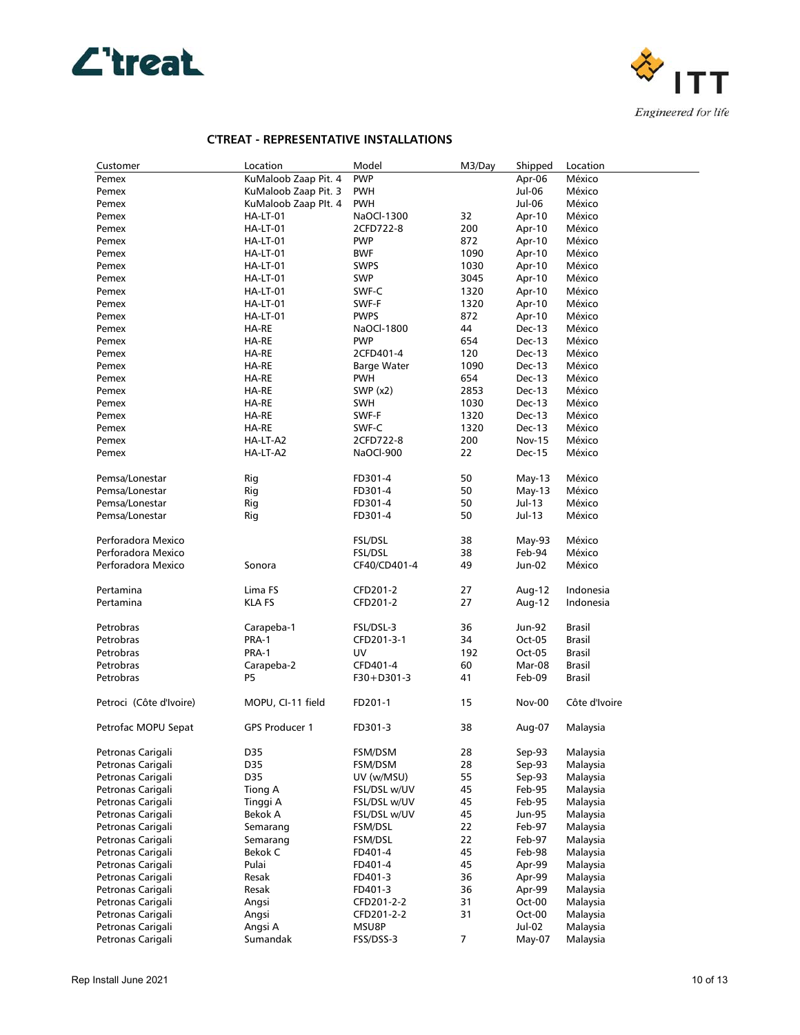## C'TREAT - REPRESENTATIVE INSTALLATIONS

| Customer | Location | Model | M3/Day | Shipped | Location |
|---|---|---|---|---|---|
| Pemex | KuMaloob Zaap Pit. 4 | PWP | | Apr-06 | México |
| Pemex | KuMaloob Zaap Pit. 3 | PWH | | Jul-06 | México |
| Pemex | KuMaloob Zaap PIt. 4 | PWH | | Jul-06 | México |
| Pemex | HA-LT-01 | NaOCl-1300 | 32 | Apr-10 | México |
| Pemex | HA-LT-01 | 2CFD722-8 | 200 | Apr-10 | México |
| Pemex | HA-LT-01 | PWP | 872 | Apr-10 | México |
| Pemex | HA-LT-01 | BWF | 1090 | Apr-10 | México |
| Pemex | HA-LT-01 | SWPS | 1030 | Apr-10 | México |
| Pemex | HA-LT-01 | SWP | 3045 | Apr-10 | México |
| Pemex | HA-LT-01 | SWF-C | 1320 | Apr-10 | México |
| Pemex | HA-LT-01 | SWF-F | 1320 | Apr-10 | México |
| Pemex | HA-LT-01 | PWPS | 872 | Apr-10 | México |
| Pemex | HA-RE | NaOCl-1800 | 44 | Dec-13 | México |
| Pemex | HA-RE | PWP | 654 | Dec-13 | México |
| Pemex | HA-RE | 2CFD401-4 | 120 | Dec-13 | México |
| Pemex | HA-RE | Barge Water | 1090 | Dec-13 | México |
| Pemex | HA-RE | PWH | 654 | Dec-13 | México |
| Pemex | HA-RE | SWP (x2) | 2853 | Dec-13 | México |
| Pemex | HA-RE | SWH | 1030 | Dec-13 | México |
| Pemex | HA-RE | SWF-F | 1320 | Dec-13 | México |
| Pemex | HA-RE | SWF-C | 1320 | Dec-13 | México |
| Pemex | HA-LT-A2 | 2CFD722-8 | 200 | Nov-15 | México |
| Pemex | HA-LT-A2 | NaOCl-900 | 22 | Dec-15 | México |
| | | | | | |
| Pemsa/Lonestar | Rig | FD301-4 | 50 | May-13 | México |
| Pemsa/Lonestar | Rig | FD301-4 | 50 | May-13 | México |
| Pemsa/Lonestar | Rig | FD301-4 | 50 | Jul-13 | México |
| Pemsa/Lonestar | Rig | FD301-4 | 50 | Jul-13 | México |
| | | | | | |
| Perforadora Mexico | | FSL/DSL | 38 | May-93 | México |
| Perforadora Mexico | | FSL/DSL | 38 | Feb-94 | México |
| Perforadora Mexico | Sonora | CF40/CD401-4 | 49 | Jun-02 | México |
| | | | | | |
| Pertamina | Lima FS | CFD201-2 | 27 | Aug-12 | Indonesia |
| Pertamina | KLA FS | CFD201-2 | 27 | Aug-12 | Indonesia |
| | | | | | |
| Petrobras | Carapeba-1 | FSL/DSL-3 | 36 | Jun-92 | Brasil |
| Petrobras | PRA-1 | CFD201-3-1 | 34 | Oct-05 | Brasil |
| Petrobras | PRA-1 | UV | 192 | Oct-05 | Brasil |
| Petrobras | Carapeba-2 | CFD401-4 | 60 | Mar-08 | Brasil |
| Petrobras | P5 | F30+D301-3 | 41 | Feb-09 | Brasil |
| | | | | | |
| Petroci (Côte d'Ivoire) | MOPU, CI-11 field | FD201-1 | 15 | Nov-00 | Côte d'Ivoire |
| | | | | | |
| Petrofac MOPU Sepat | GPS Producer 1 | FD301-3 | 38 | Aug-07 | Malaysia |
| | | | | | |
| Petronas Carigali | D35 | FSM/DSM | 28 | Sep-93 | Malaysia |
| Petronas Carigali | D35 | FSM/DSM | 28 | Sep-93 | Malaysia |
| Petronas Carigali | D35 | UV (w/MSU) | 55 | Sep-93 | Malaysia |
| Petronas Carigali | Tiong A | FSL/DSL w/UV | 45 | Feb-95 | Malaysia |
| Petronas Carigali | Tinggi A | FSL/DSL w/UV | 45 | Feb-95 | Malaysia |
| Petronas Carigali | Bekok A | FSL/DSL w/UV | 45 | Jun-95 | Malaysia |
| Petronas Carigali | Semarang | FSM/DSL | 22 | Feb-97 | Malaysia |
| Petronas Carigali | Semarang | FSM/DSL | 22 | Feb-97 | Malaysia |
| Petronas Carigali | Bekok C | FD401-4 | 45 | Feb-98 | Malaysia |
| Petronas Carigali | Pulai | FD401-4 | 45 | Apr-99 | Malaysia |
| Petronas Carigali | Resak | FD401-3 | 36 | Apr-99 | Malaysia |
| Petronas Carigali | Resak | FD401-3 | 36 | Apr-99 | Malaysia |
| Petronas Carigali | Angsi | CFD201-2-2 | 31 | Oct-00 | Malaysia |
| Petronas Carigali | Angsi | CFD201-2-2 | 31 | Oct-00 | Malaysia |
| Petronas Carigali | Angsi A | MSU8P | | Jul-02 | Malaysia |
| Petronas Carigali | Sumandak | FSS/DSS-3 | 7 | May-07 | Malaysia |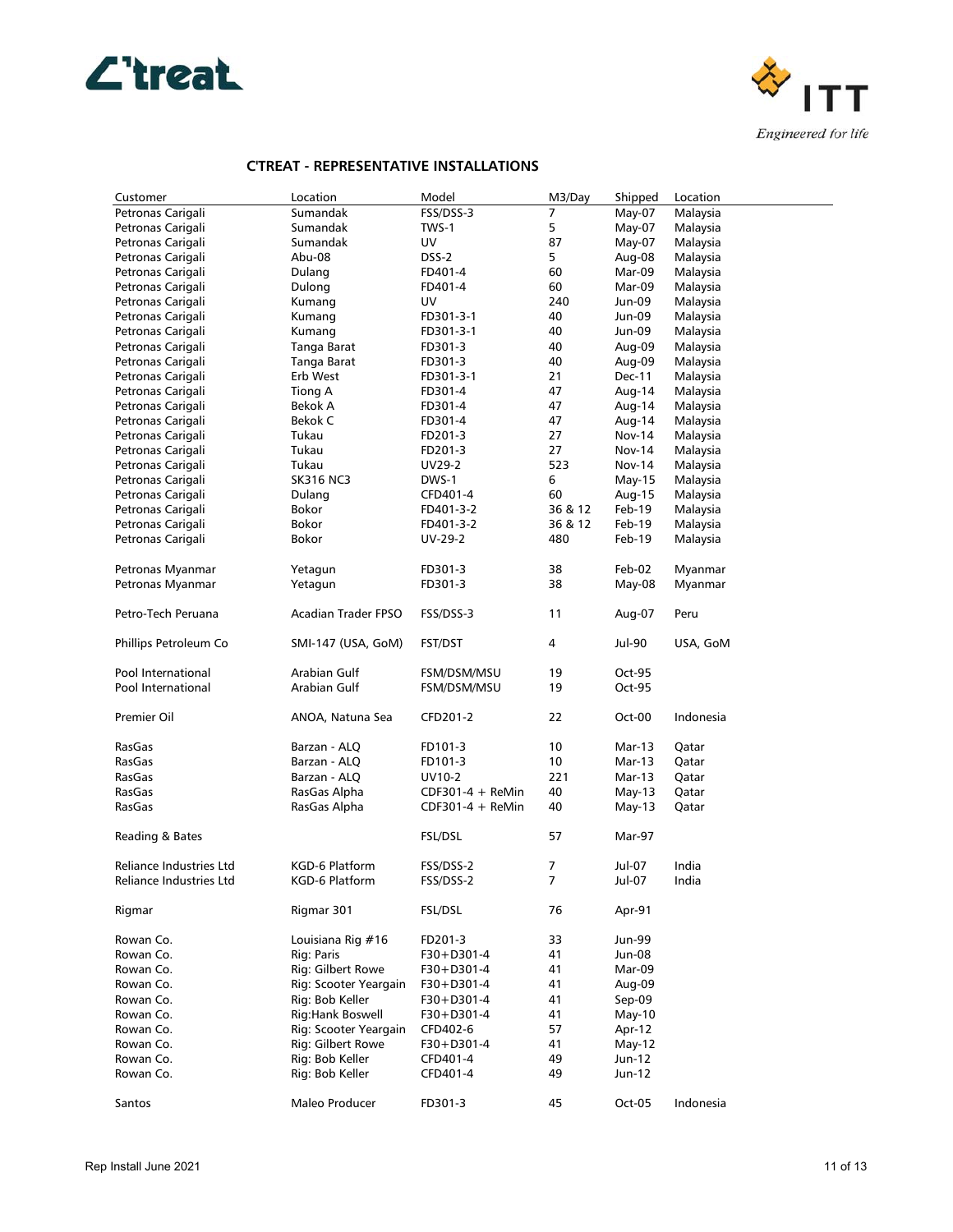## C'TREAT - REPRESENTATIVE INSTALLATIONS

| Customer | Location | Model | M3/Day | Shipped | Location |
|---|---|---|---|---|---|
| Petronas Carigali | Sumandak | FSS/DSS-3 | 7 | May-07 | Malaysia |
| Petronas Carigali | Sumandak | TWS-1 | 5 | May-07 | Malaysia |
| Petronas Carigali | Sumandak | UV | 87 | May-07 | Malaysia |
| Petronas Carigali | Abu-08 | DSS-2 | 5 | Aug-08 | Malaysia |
| Petronas Carigali | Dulang | FD401-4 | 60 | Mar-09 | Malaysia |
| Petronas Carigali | Dulong | FD401-4 | 60 | Mar-09 | Malaysia |
| Petronas Carigali | Kumang | UV | 240 | Jun-09 | Malaysia |
| Petronas Carigali | Kumang | FD301-3-1 | 40 | Jun-09 | Malaysia |
| Petronas Carigali | Kumang | FD301-3-1 | 40 | Jun-09 | Malaysia |
| Petronas Carigali | Tanga Barat | FD301-3 | 40 | Aug-09 | Malaysia |
| Petronas Carigali | Tanga Barat | FD301-3 | 40 | Aug-09 | Malaysia |
| Petronas Carigali | Erb West | FD301-3-1 | 21 | Dec-11 | Malaysia |
| Petronas Carigali | Tiong A | FD301-4 | 47 | Aug-14 | Malaysia |
| Petronas Carigali | Bekok A | FD301-4 | 47 | Aug-14 | Malaysia |
| Petronas Carigali | Bekok C | FD301-4 | 47 | Aug-14 | Malaysia |
| Petronas Carigali | Tukau | FD201-3 | 27 | Nov-14 | Malaysia |
| Petronas Carigali | Tukau | FD201-3 | 27 | Nov-14 | Malaysia |
| Petronas Carigali | Tukau | UV29-2 | 523 | Nov-14 | Malaysia |
| Petronas Carigali | SK316 NC3 | DWS-1 | 6 | May-15 | Malaysia |
| Petronas Carigali | Dulang | CFD401-4 | 60 | Aug-15 | Malaysia |
| Petronas Carigali | Bokor | FD401-3-2 | 36 & 12 | Feb-19 | Malaysia |
| Petronas Carigali | Bokor | FD401-3-2 | 36 & 12 | Feb-19 | Malaysia |
| Petronas Carigali | Bokor | UV-29-2 | 480 | Feb-19 | Malaysia |
| | | | | | |
| Petronas Myanmar | Yetagun | FD301-3 | 38 | Feb-02 | Myanmar |
| Petronas Myanmar | Yetagun | FD301-3 | 38 | May-08 | Myanmar |
| | | | | | |
| Petro-Tech Peruana | Acadian Trader FPSO | FSS/DSS-3 | 11 | Aug-07 | Peru |
| | | | | | |
| Phillips Petroleum Co | SMI-147 (USA, GoM) | FST/DST | 4 | Jul-90 | USA, GoM |
| | | | | | |
| Pool International | Arabian Gulf | FSM/DSM/MSU | 19 | Oct-95 | |
| Pool International | Arabian Gulf | FSM/DSM/MSU | 19 | Oct-95 | |
| | | | | | |
| Premier Oil | ANOA, Natuna Sea | CFD201-2 | 22 | Oct-00 | Indonesia |
| | | | | | |
| RasGas | Barzan - ALQ | FD101-3 | 10 | Mar-13 | Qatar |
| RasGas | Barzan - ALQ | FD101-3 | 10 | Mar-13 | Qatar |
| RasGas | Barzan - ALQ | UV10-2 | 221 | Mar-13 | Qatar |
| RasGas | RasGas Alpha | CDF301-4 + ReMin | 40 | May-13 | Qatar |
| RasGas | RasGas Alpha | CDF301-4 + ReMin | 40 | May-13 | Qatar |
| | | | | | |
| Reading & Bates | | FSL/DSL | 57 | Mar-97 | |
| | | | | | |
| Reliance Industries Ltd | KGD-6 Platform | FSS/DSS-2 | 7 | Jul-07 | India |
| Reliance Industries Ltd | KGD-6 Platform | FSS/DSS-2 | 7 | Jul-07 | India |
| | | | | | |
| Rigmar | Rigmar 301 | FSL/DSL | 76 | Apr-91 | |
| | | | | | |
| Rowan Co. | Louisiana Rig #16 | FD201-3 | 33 | Jun-99 | |
| Rowan Co. | Rig: Paris | F30+D301-4 | 41 | Jun-08 | |
| Rowan Co. | Rig: Gilbert Rowe | F30+D301-4 | 41 | Mar-09 | |
| Rowan Co. | Rig: Scooter Yeargain | F30+D301-4 | 41 | Aug-09 | |
| Rowan Co. | Rig: Bob Keller | F30+D301-4 | 41 | Sep-09 | |
| Rowan Co. | Rig:Hank Boswell | F30+D301-4 | 41 | May-10 | |
| Rowan Co. | Rig: Scooter Yeargain | CFD402-6 | 57 | Apr-12 | |
| Rowan Co. | Rig: Gilbert Rowe | F30+D301-4 | 41 | May-12 | |
| Rowan Co. | Rig: Bob Keller | CFD401-4 | 49 | Jun-12 | |
| Rowan Co. | Rig: Bob Keller | CFD401-4 | 49 | Jun-12 | |
| | | | | | |
| Santos | Maleo Producer | FD301-3 | 45 | Oct-05 | Indonesia |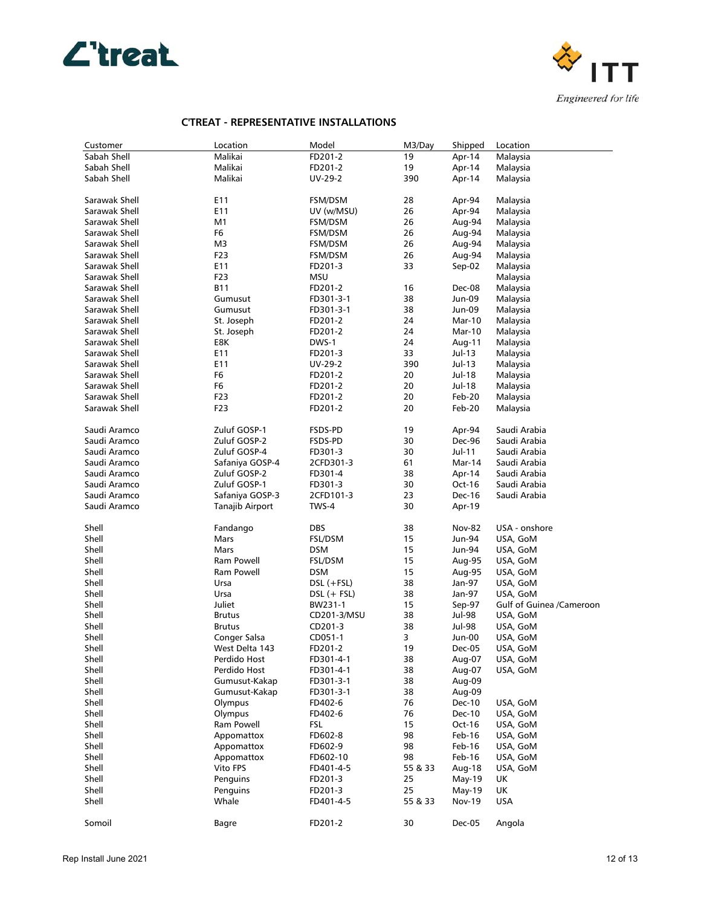## C'TREAT - REPRESENTATIVE INSTALLATIONS

| Customer | Location | Model | M3/Day | Shipped | Location |
|---|---|---|---|---|---|
| Sabah Shell | Malikai | FD201-2 | 19 | Apr-14 | Malaysia |
| Sabah Shell | Malikai | FD201-2 | 19 | Apr-14 | Malaysia |
| Sabah Shell | Malikai | UV-29-2 | 390 | Apr-14 | Malaysia |
| | | | | | |
| Sarawak Shell | E11 | FSM/DSM | 28 | Apr-94 | Malaysia |
| Sarawak Shell | E11 | UV (w/MSU) | 26 | Apr-94 | Malaysia |
| Sarawak Shell | M1 | FSM/DSM | 26 | Aug-94 | Malaysia |
| Sarawak Shell | F6 | FSM/DSM | 26 | Aug-94 | Malaysia |
| Sarawak Shell | M3 | FSM/DSM | 26 | Aug-94 | Malaysia |
| Sarawak Shell | F23 | FSM/DSM | 26 | Aug-94 | Malaysia |
| Sarawak Shell | E11 | FD201-3 | 33 | Sep-02 | Malaysia |
| Sarawak Shell | F23 | MSU | | | Malaysia |
| Sarawak Shell | B11 | FD201-2 | 16 | Dec-08 | Malaysia |
| Sarawak Shell | Gumusut | FD301-3-1 | 38 | Jun-09 | Malaysia |
| Sarawak Shell | Gumusut | FD301-3-1 | 38 | Jun-09 | Malaysia |
| Sarawak Shell | St. Joseph | FD201-2 | 24 | Mar-10 | Malaysia |
| Sarawak Shell | St. Joseph | FD201-2 | 24 | Mar-10 | Malaysia |
| Sarawak Shell | E8K | DWS-1 | 24 | Aug-11 | Malaysia |
| Sarawak Shell | E11 | FD201-3 | 33 | Jul-13 | Malaysia |
| Sarawak Shell | E11 | UV-29-2 | 390 | Jul-13 | Malaysia |
| Sarawak Shell | F6 | FD201-2 | 20 | Jul-18 | Malaysia |
| Sarawak Shell | F6 | FD201-2 | 20 | Jul-18 | Malaysia |
| Sarawak Shell | F23 | FD201-2 | 20 | Feb-20 | Malaysia |
| Sarawak Shell | F23 | FD201-2 | 20 | Feb-20 | Malaysia |
| | | | | | |
| Saudi Aramco | Zuluf GOSP-1 | FSDS-PD | 19 | Apr-94 | Saudi Arabia |
| Saudi Aramco | Zuluf GOSP-2 | FSDS-PD | 30 | Dec-96 | Saudi Arabia |
| Saudi Aramco | Zuluf GOSP-4 | FD301-3 | 30 | Jul-11 | Saudi Arabia |
| Saudi Aramco | Safaniya GOSP-4 | 2CFD301-3 | 61 | Mar-14 | Saudi Arabia |
| Saudi Aramco | Zuluf GOSP-2 | FD301-4 | 38 | Apr-14 | Saudi Arabia |
| Saudi Aramco | Zuluf GOSP-1 | FD301-3 | 30 | Oct-16 | Saudi Arabia |
| Saudi Aramco | Safaniya GOSP-3 | 2CFD101-3 | 23 | Dec-16 | Saudi Arabia |
| Saudi Aramco | Tanajib Airport | TWS-4 | 30 | Apr-19 | |
| | | | | | |
| Shell | Fandango | DBS | 38 | Nov-82 | USA - onshore |
| Shell | Mars | FSL/DSM | 15 | Jun-94 | USA, GoM |
| Shell | Mars | DSM | 15 | Jun-94 | USA, GoM |
| Shell | Ram Powell | FSL/DSM | 15 | Aug-95 | USA, GoM |
| Shell | Ram Powell | DSM | 15 | Aug-95 | USA, GoM |
| Shell | Ursa | DSL (+FSL) | 38 | Jan-97 | USA, GoM |
| Shell | Ursa | DSL (+ FSL) | 38 | Jan-97 | USA, GoM |
| Shell | Juliet | BW231-1 | 15 | Sep-97 | Gulf of Guinea /Cameroon |
| Shell | Brutus | CD201-3/MSU | 38 | Jul-98 | USA, GoM |
| Shell | Brutus | CD201-3 | 38 | Jul-98 | USA, GoM |
| Shell | Conger Salsa | CD051-1 | 3 | Jun-00 | USA, GoM |
| Shell | West Delta 143 | FD201-2 | 19 | Dec-05 | USA, GoM |
| Shell | Perdido Host | FD301-4-1 | 38 | Aug-07 | USA, GoM |
| Shell | Perdido Host | FD301-4-1 | 38 | Aug-07 | USA, GoM |
| Shell | Gumusut-Kakap | FD301-3-1 | 38 | Aug-09 | |
| Shell | Gumusut-Kakap | FD301-3-1 | 38 | Aug-09 | |
| Shell | Olympus | FD402-6 | 76 | Dec-10 | USA, GoM |
| Shell | Olympus | FD402-6 | 76 | Dec-10 | USA, GoM |
| Shell | Ram Powell | FSL | 15 | Oct-16 | USA, GoM |
| Shell | Appomattox | FD602-8 | 98 | Feb-16 | USA, GoM |
| Shell | Appomattox | FD602-9 | 98 | Feb-16 | USA, GoM |
| Shell | Appomattox | FD602-10 | 98 | Feb-16 | USA, GoM |
| Shell | Vito FPS | FD401-4-5 | 55 & 33 | Aug-18 | USA, GoM |
| Shell | Penguins | FD201-3 | 25 | May-19 | UK |
| Shell | Penguins | FD201-3 | 25 | May-19 | UK |
| Shell | Whale | FD401-4-5 | 55 & 33 | Nov-19 | USA |
| | | | | | |
| Somoil | Bagre | FD201-2 | 30 | Dec-05 | Angola |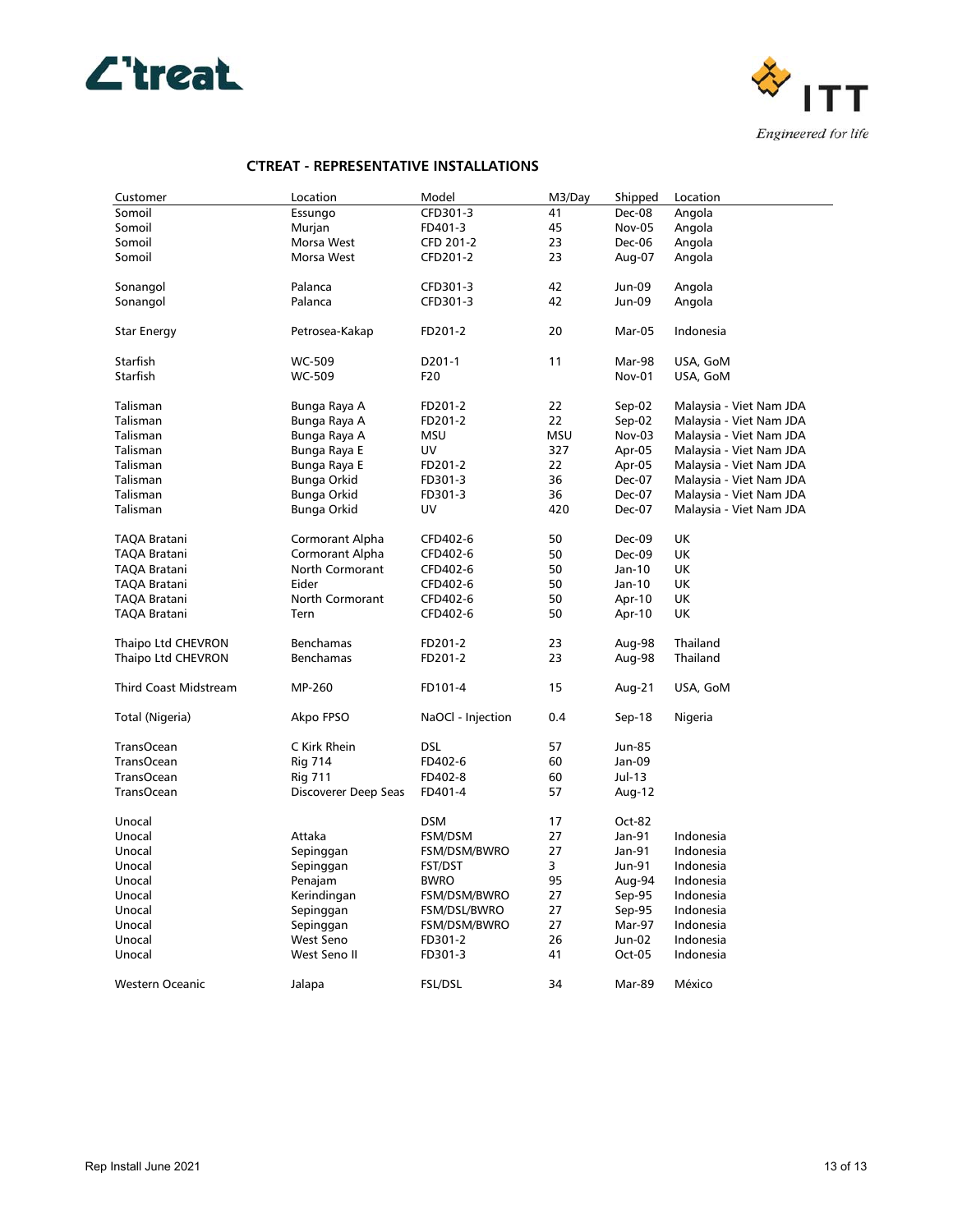## C'TREAT - REPRESENTATIVE INSTALLATIONS

| Customer | Location | Model | M3/Day | Shipped | Location |
|---|---|---|---|---|---|
| Somoil | Essungo | CFD301-3 | 41 | Dec-08 | Angola |
| Somoil | Murjan | FD401-3 | 45 | Nov-05 | Angola |
| Somoil | Morsa West | CFD 201-2 | 23 | Dec-06 | Angola |
| Somoil | Morsa West | CFD201-2 | 23 | Aug-07 | Angola |
| | | | | | |
| Sonangol | Palanca | CFD301-3 | 42 | Jun-09 | Angola |
| Sonangol | Palanca | CFD301-3 | 42 | Jun-09 | Angola |
| | | | | | |
| Star Energy | Petrosea-Kakap | FD201-2 | 20 | Mar-05 | Indonesia |
| | | | | | |
| Starfish | WC-509 | D201-1 | 11 | Mar-98 | USA, GoM |
| Starfish | WC-509 | F20 | | Nov-01 | USA, GoM |
| | | | | | |
| Talisman | Bunga Raya A | FD201-2 | 22 | Sep-02 | Malaysia - Viet Nam JDA |
| Talisman | Bunga Raya A | FD201-2 | 22 | Sep-02 | Malaysia - Viet Nam JDA |
| Talisman | Bunga Raya A | MSU | MSU | Nov-03 | Malaysia - Viet Nam JDA |
| Talisman | Bunga Raya E | UV | 327 | Apr-05 | Malaysia - Viet Nam JDA |
| Talisman | Bunga Raya E | FD201-2 | 22 | Apr-05 | Malaysia - Viet Nam JDA |
| Talisman | Bunga Orkid | FD301-3 | 36 | Dec-07 | Malaysia - Viet Nam JDA |
| Talisman | Bunga Orkid | FD301-3 | 36 | Dec-07 | Malaysia - Viet Nam JDA |
| Talisman | Bunga Orkid | UV | 420 | Dec-07 | Malaysia - Viet Nam JDA |
| | | | | | |
| TAQA Bratani | Cormorant Alpha | CFD402-6 | 50 | Dec-09 | UK |
| TAQA Bratani | Cormorant Alpha | CFD402-6 | 50 | Dec-09 | UK |
| TAQA Bratani | North Cormorant | CFD402-6 | 50 | Jan-10 | UK |
| TAQA Bratani | Eider | CFD402-6 | 50 | Jan-10 | UK |
| TAQA Bratani | North Cormorant | CFD402-6 | 50 | Apr-10 | UK |
| TAQA Bratani | Tern | CFD402-6 | 50 | Apr-10 | UK |
| | | | | | |
| Thaipo Ltd CHEVRON | Benchamas | FD201-2 | 23 | Aug-98 | Thailand |
| Thaipo Ltd CHEVRON | Benchamas | FD201-2 | 23 | Aug-98 | Thailand |
| | | | | | |
| Third Coast Midstream | MP-260 | FD101-4 | 15 | Aug-21 | USA, GoM |
| | | | | | |
| Total (Nigeria) | Akpo FPSO | NaOCl - Injection | 0.4 | Sep-18 | Nigeria |
| | | | | | |
| TransOcean | C Kirk Rhein | DSL | 57 | Jun-85 | |
| TransOcean | Rig 714 | FD402-6 | 60 | Jan-09 | |
| TransOcean | Rig 711 | FD402-8 | 60 | Jul-13 | |
| TransOcean | Discoverer Deep Seas | FD401-4 | 57 | Aug-12 | |
| | | | | | |
| Unocal | | DSM | 17 | Oct-82 | |
| Unocal | Attaka | FSM/DSM | 27 | Jan-91 | Indonesia |
| Unocal | Sepinggan | FSM/DSM/BWRO | 27 | Jan-91 | Indonesia |
| Unocal | Sepinggan | FST/DST | 3 | Jun-91 | Indonesia |
| Unocal | Penajam | BWRO | 95 | Aug-94 | Indonesia |
| Unocal | Kerindingan | FSM/DSM/BWRO | 27 | Sep-95 | Indonesia |
| Unocal | Sepinggan | FSM/DSL/BWRO | 27 | Sep-95 | Indonesia |
| Unocal | Sepinggan | FSM/DSM/BWRO | 27 | Mar-97 | Indonesia |
| Unocal | West Seno | FD301-2 | 26 | Jun-02 | Indonesia |
| Unocal | West Seno II | FD301-3 | 41 | Oct-05 | Indonesia |
| | | | | | |
| Western Oceanic | Jalapa | FSL/DSL | 34 | Mar-89 | México |

Rep Install June 2021